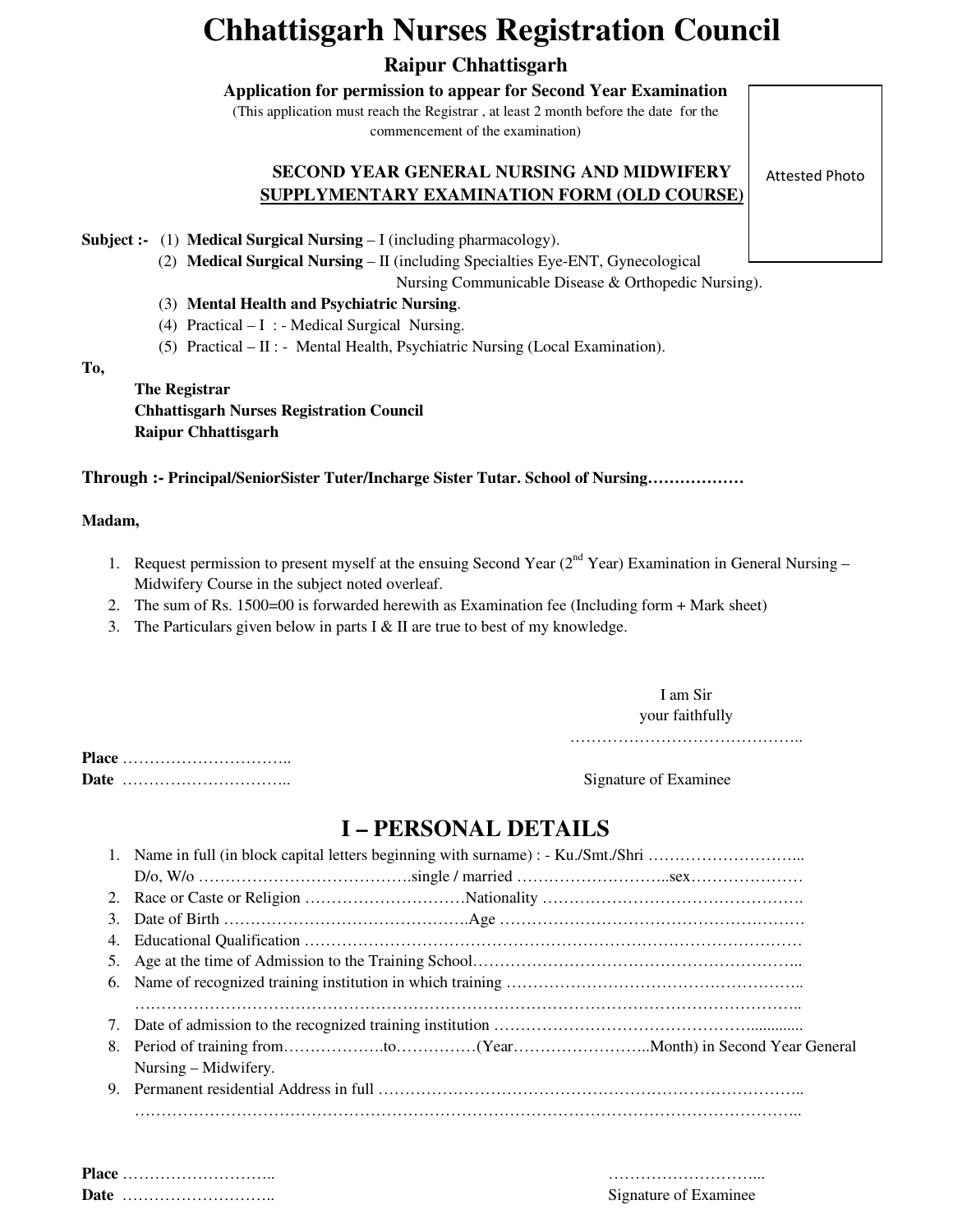# Chhattisgarh Nurses Registration Council

**Raipur Chhattisgarh**

**Application for permission to appear for Second Year Examination**

(This application must reach the Registrar , at least 2 month before the date for the commencement of the examination)

Attested Photo

**SECOND YEAR GENERAL NURSING AND MIDWIFERY**
**SUPPLYMENTARY EXAMINATION FORM (OLD COURSE)**

**Subject :-** (1) **Medical Surgical Nursing** – I (including pharmacology).
(2) **Medical Surgical Nursing** – II (including Specialties Eye-ENT, Gynecological Nursing Communicable Disease & Orthopedic Nursing).
(3) **Mental Health and Psychiatric Nursing**.
(4) Practical – I : - Medical Surgical Nursing.
(5) Practical – II : - Mental Health, Psychiatric Nursing (Local Examination).

**To,**

**The Registrar**
**Chhattisgarh Nurses Registration Council**
**Raipur Chhattisgarh**

**Through :- Principal/SeniorSister Tuter/Incharge Sister Tutar. School of Nursing………………**

**Madam,**

1. Request permission to present myself at the ensuing Second Year (2nd Year) Examination in General Nursing – Midwifery Course in the subject noted overleaf.
2. The sum of Rs. 1500=00 is forwarded herewith as Examination fee (Including form + Mark sheet)
3. The Particulars given below in parts I & II are true to best of my knowledge.

I am Sir
your faithfully
……………………………………..

**Place** …………………………..
**Date** ………………………….. Signature of Examinee

## I – PERSONAL DETAILS

1. Name in full (in block capital letters beginning with surname) : - Ku./Smt./Shri ………………………...
   D/o, W/o ………………………………….single / married ………………………..sex…………………
2. Race or Caste or Religion …………………………Nationality …………………………………………
3. Date of Birth ……………………………………..Age ………………………………………………
4. Educational Qualification ……………………………………………………………………………
5. Age at the time of Admission to the Training School……………………………………………………..
6. Name of recognized training institution in which training ……………………………………………..
   ……………………………………………………………………………………………………………..
7. Date of admission to the recognized training institution ………………………………………............
8. Period of training from……………….to……………(Year……………………..Month) in Second Year General Nursing – Midwifery.
9. Permanent residential Address in full ………………………………………………………………..
   ……………………………………………………………………………………………………………..

**Place** ………………………..
**Date** ……………………….. 

………………………...
Signature of Examinee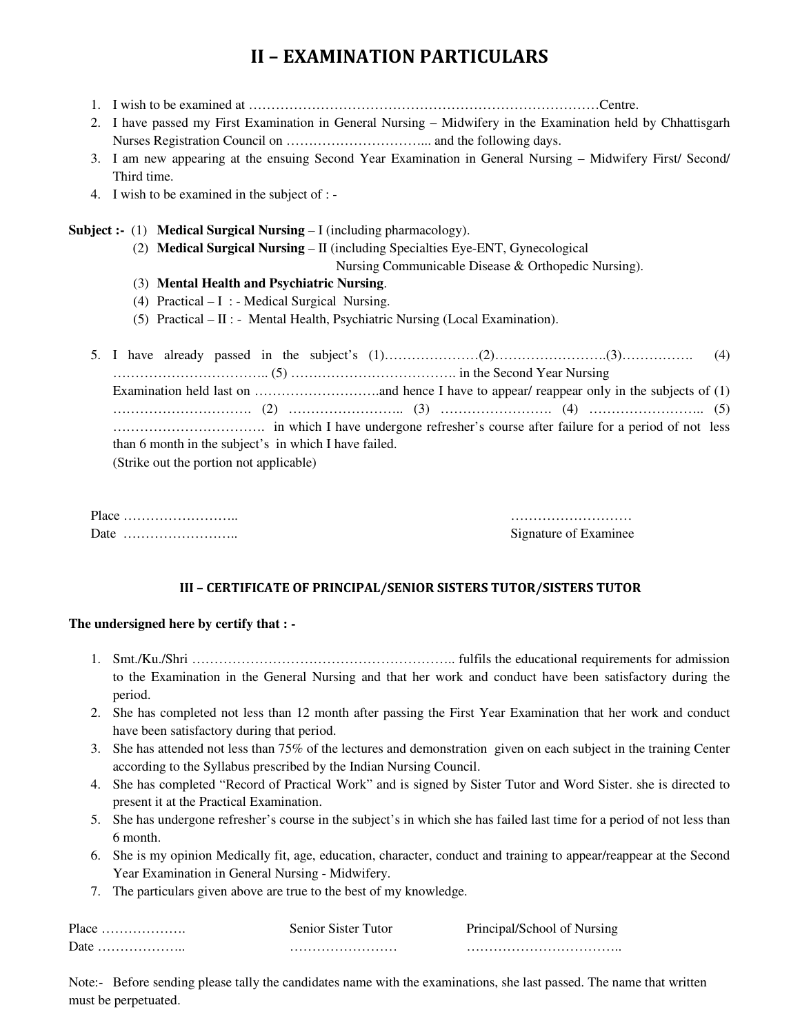# II – EXAMINATION PARTICULARS

1. I wish to be examined at …………………………………………………………………………Centre.
2. I have passed my First Examination in General Nursing – Midwifery in the Examination held by Chhattisgarh Nurses Registration Council on …………………………... and the following days.
3. I am new appearing at the ensuing Second Year Examination in General Nursing – Midwifery First/ Second/ Third time.
4. I wish to be examined in the subject of : -

**Subject :-** (1) **Medical Surgical Nursing** – I (including pharmacology).
(2) **Medical Surgical Nursing** – II (including Specialties Eye-ENT, Gynecological Nursing Communicable Disease & Orthopedic Nursing).
(3) **Mental Health and Psychiatric Nursing**.
(4) Practical – I : - Medical Surgical Nursing.
(5) Practical – II : - Mental Health, Psychiatric Nursing (Local Examination).

5. I have already passed in the subject's (1)…………………(2)…………………….(3)……………. (4) …………………………….. (5) ………………………………. in the Second Year Nursing Examination held last on ……………………….and hence I have to appear/ reappear only in the subjects of (1) …………………………. (2) …………………….. (3) ……………………. (4) …………………….. (5) ……………………………. in which I have undergone refresher's course after failure for a period of not less than 6 month in the subject's in which I have failed.
(Strike out the portion not applicable)

Place ……………………..
Date ……………………..

………………………
Signature of Examinee

### III – CERTIFICATE OF PRINCIPAL/SENIOR SISTERS TUTOR/SISTERS TUTOR

**The undersigned here by certify that : -**

1. Smt./Ku./Shri …………………………………………………….. fulfils the educational requirements for admission to the Examination in the General Nursing and that her work and conduct have been satisfactory during the period.
2. She has completed not less than 12 month after passing the First Year Examination that her work and conduct have been satisfactory during that period.
3. She has attended not less than 75% of the lectures and demonstration given on each subject in the training Center according to the Syllabus prescribed by the Indian Nursing Council.
4. She has completed "Record of Practical Work" and is signed by Sister Tutor and Word Sister. she is directed to present it at the Practical Examination.
5. She has undergone refresher's course in the subject's in which she has failed last time for a period of not less than 6 month.
6. She is my opinion Medically fit, age, education, character, conduct and training to appear/reappear at the Second Year Examination in General Nursing - Midwifery.
7. The particulars given above are true to the best of my knowledge.

Place ……………….   Senior Sister Tutor   Principal/School of Nursing
Date ………………..   ……………………   ……………………………..

Note:- Before sending please tally the candidates name with the examinations, she last passed. The name that written must be perpetuated.